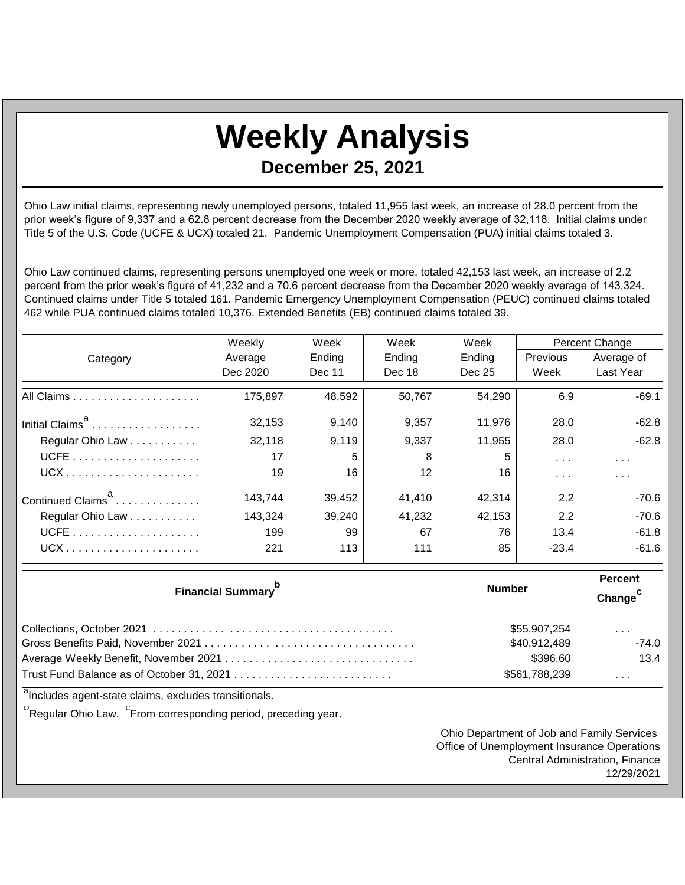# Weekly Analysis

## December 25, 2021

Ohio Law initial claims, representing newly unemployed persons, totaled 11,955 last week, an increase of 28.0 percent from the prior week's figure of 9,337 and a 62.8 percent decrease from the December 2020 weekly average of 32,118. Initial claims under Title 5 of the U.S. Code (UCFE & UCX) totaled 21. Pandemic Unemployment Compensation (PUA) initial claims totaled 3.

Ohio Law continued claims, representing persons unemployed one week or more, totaled 42,153 last week, an increase of 2.2 percent from the prior week's figure of 41,232 and a 70.6 percent decrease from the December 2020 weekly average of 143,324. Continued claims under Title 5 totaled 161. Pandemic Emergency Unemployment Compensation (PEUC) continued claims totaled 462 while PUA continued claims totaled 10,376. Extended Benefits (EB) continued claims totaled 39.

| Category | Weekly Average Dec 2020 | Week Ending Dec 11 | Week Ending Dec 18 | Week Ending Dec 25 | Percent Change | |
|---|---|---|---|---|---|---|
| | | | | | Previous Week | Average of Last Year |
| All Claims | 175,897 | 48,592 | 50,767 | 54,290 | 6.9 | -69.1 |
| Initial Claims[a] | 32,153 | 9,140 | 9,357 | 11,976 | 28.0 | -62.8 |
| Regular Ohio Law | 32,118 | 9,119 | 9,337 | 11,955 | 28.0 | -62.8 |
| UCFE | 17 | 5 | 8 | 5 | . . . | . . . |
| UCX | 19 | 16 | 12 | 16 | . . . | . . . |
| Continued Claims[a] | 143,744 | 39,452 | 41,410 | 42,314 | 2.2 | -70.6 |
| Regular Ohio Law | 143,324 | 39,240 | 41,232 | 42,153 | 2.2 | -70.6 |
| UCFE | 199 | 99 | 67 | 76 | 13.4 | -61.8 |
| UCX | 221 | 113 | 111 | 85 | -23.4 | -61.6 |

| Financial Summary[b] | Number | Percent Change[c] |
|---|---|---|
| Collections, October 2021 | $55,907,254 | . . . |
| Gross Benefits Paid, November 2021 | $40,912,489 | -74.0 |
| Average Weekly Benefit, November 2021 | $396.60 | 13.4 |
| Trust Fund Balance as of October 31, 2021 | $561,788,239 | . . . |

[a]Includes agent-state claims, excludes transitionals.

[b]Regular Ohio Law. [c]From corresponding period, preceding year.

Ohio Department of Job and Family Services
Office of Unemployment Insurance Operations
Central Administration, Finance
12/29/2021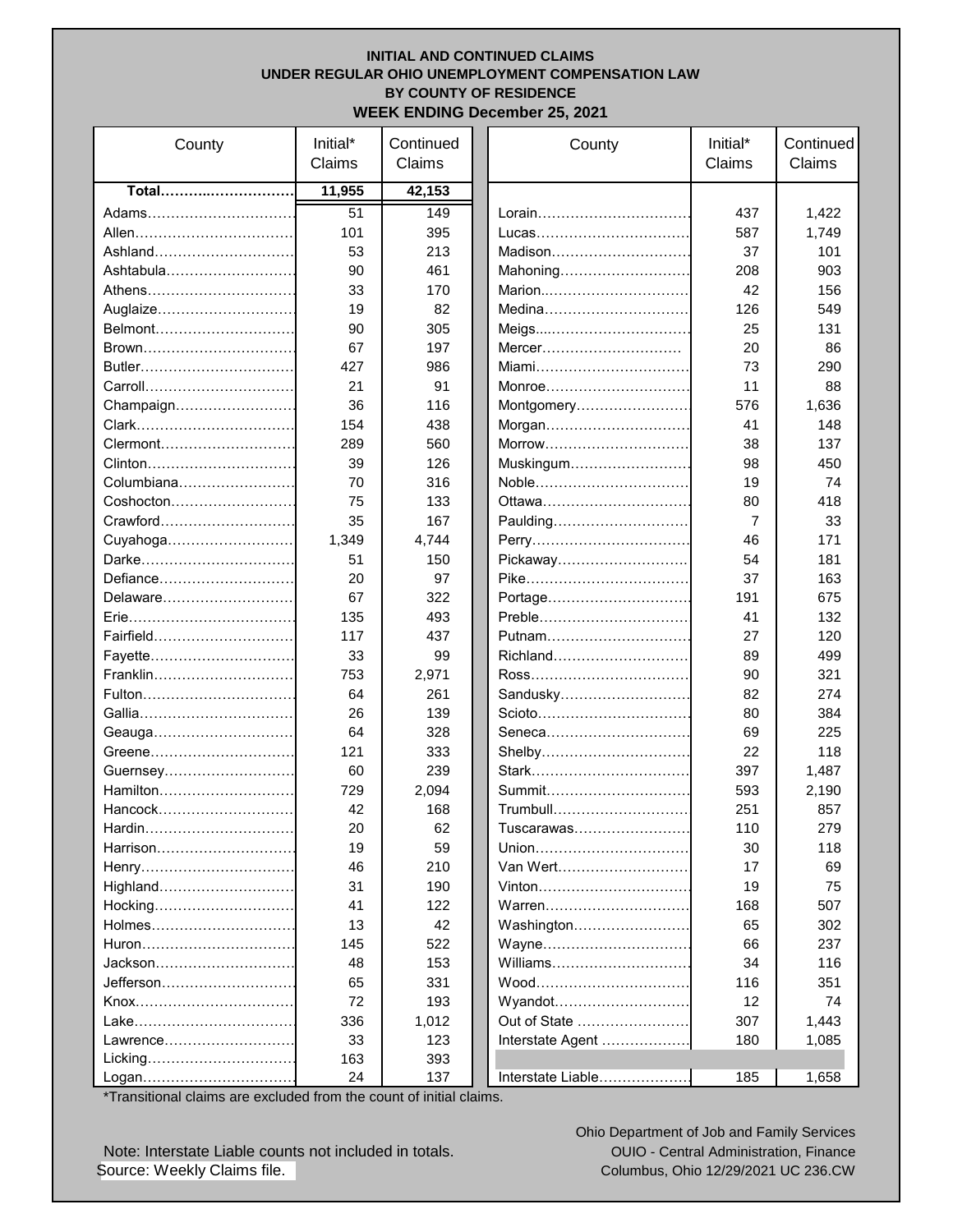**INITIAL AND CONTINUED CLAIMS**
**UNDER REGULAR OHIO UNEMPLOYMENT COMPENSATION LAW**
**BY COUNTY OF RESIDENCE**
**WEEK ENDING December 25, 2021**

| County | Initial* Claims | Continued Claims | County | Initial* Claims | Continued Claims |
|---|---|---|---|---|---|
| **Total** | **11,955** | **42,153** | | | |
| Adams | 51 | 149 | Lorain | 437 | 1,422 |
| Allen | 101 | 395 | Lucas | 587 | 1,749 |
| Ashland | 53 | 213 | Madison | 37 | 101 |
| Ashtabula | 90 | 461 | Mahoning | 208 | 903 |
| Athens | 33 | 170 | Marion | 42 | 156 |
| Auglaize | 19 | 82 | Medina | 126 | 549 |
| Belmont | 90 | 305 | Meigs | 25 | 131 |
| Brown | 67 | 197 | Mercer | 20 | 86 |
| Butler | 427 | 986 | Miami | 73 | 290 |
| Carroll | 21 | 91 | Monroe | 11 | 88 |
| Champaign | 36 | 116 | Montgomery | 576 | 1,636 |
| Clark | 154 | 438 | Morgan | 41 | 148 |
| Clermont | 289 | 560 | Morrow | 38 | 137 |
| Clinton | 39 | 126 | Muskingum | 98 | 450 |
| Columbiana | 70 | 316 | Noble | 19 | 74 |
| Coshocton | 75 | 133 | Ottawa | 80 | 418 |
| Crawford | 35 | 167 | Paulding | 7 | 33 |
| Cuyahoga | 1,349 | 4,744 | Perry | 46 | 171 |
| Darke | 51 | 150 | Pickaway | 54 | 181 |
| Defiance | 20 | 97 | Pike | 37 | 163 |
| Delaware | 67 | 322 | Portage | 191 | 675 |
| Erie | 135 | 493 | Preble | 41 | 132 |
| Fairfield | 117 | 437 | Putnam | 27 | 120 |
| Fayette | 33 | 99 | Richland | 89 | 499 |
| Franklin | 753 | 2,971 | Ross | 90 | 321 |
| Fulton | 64 | 261 | Sandusky | 82 | 274 |
| Gallia | 26 | 139 | Scioto | 80 | 384 |
| Geauga | 64 | 328 | Seneca | 69 | 225 |
| Greene | 121 | 333 | Shelby | 22 | 118 |
| Guernsey | 60 | 239 | Stark | 397 | 1,487 |
| Hamilton | 729 | 2,094 | Summit | 593 | 2,190 |
| Hancock | 42 | 168 | Trumbull | 251 | 857 |
| Hardin | 20 | 62 | Tuscarawas | 110 | 279 |
| Harrison | 19 | 59 | Union | 30 | 118 |
| Henry | 46 | 210 | Van Wert | 17 | 69 |
| Highland | 31 | 190 | Vinton | 19 | 75 |
| Hocking | 41 | 122 | Warren | 168 | 507 |
| Holmes | 13 | 42 | Washington | 65 | 302 |
| Huron | 145 | 522 | Wayne | 66 | 237 |
| Jackson | 48 | 153 | Williams | 34 | 116 |
| Jefferson | 65 | 331 | Wood | 116 | 351 |
| Knox | 72 | 193 | Wyandot | 12 | 74 |
| Lake | 336 | 1,012 | Out of State | 307 | 1,443 |
| Lawrence | 33 | 123 | Interstate Agent | 180 | 1,085 |
| Licking | 163 | 393 | | | |
| Logan | 24 | 137 | Interstate Liable | 185 | 1,658 |

*Transitional claims are excluded from the count of initial claims.

Note: Interstate Liable counts not included in totals.
Source: Weekly Claims file.

Ohio Department of Job and Family Services
OUIO - Central Administration, Finance
Columbus, Ohio 12/29/2021 UC 236.CW